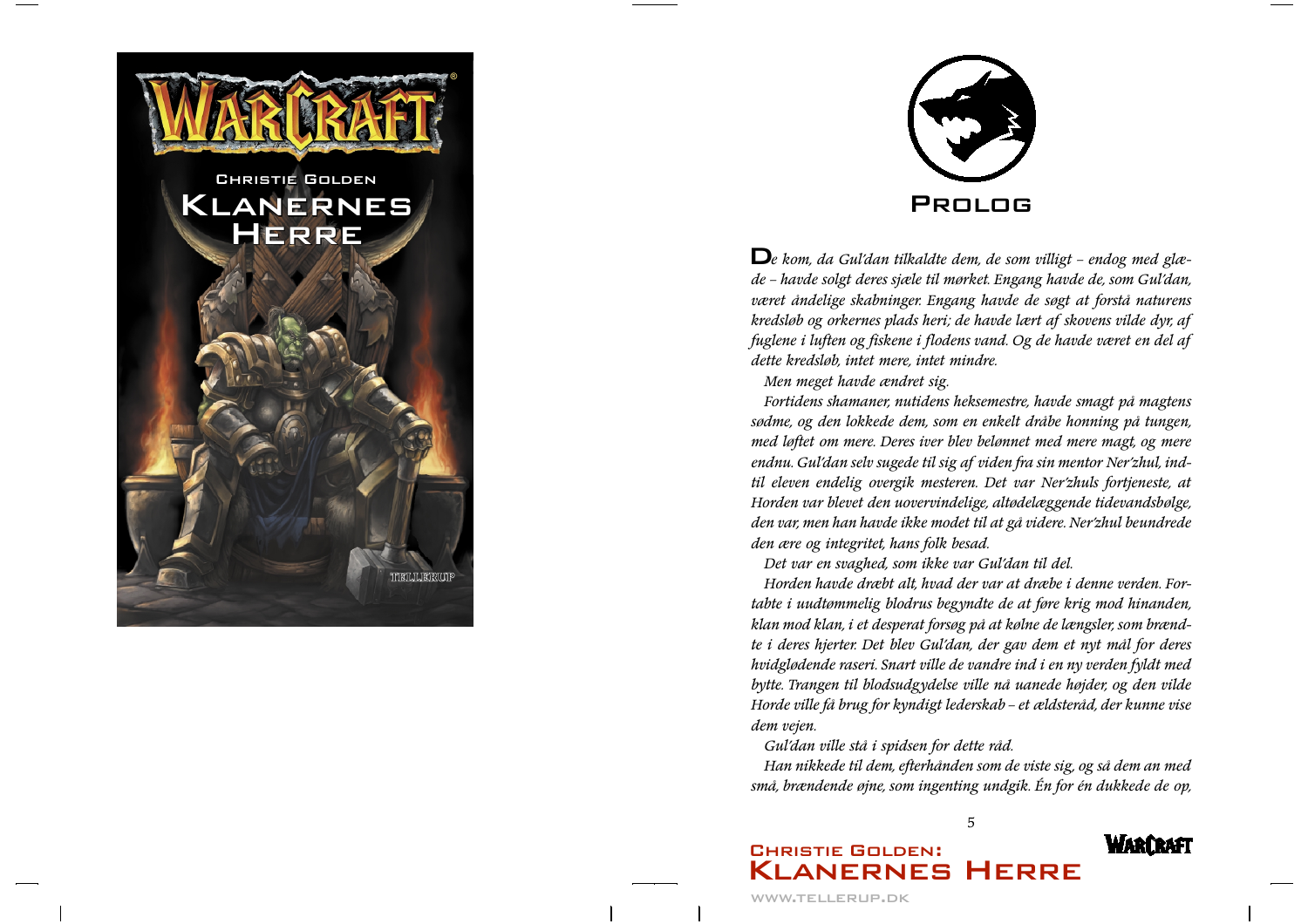WARCRAFT

CHRISTIE GOLDEN

KLANERNES HERRE

TELLERUP

# Prolog

*De kom, da Gul'dan tilkaldte dem, de som villigt – endog med glæde – havde solgt deres sjæle til mørket. Engang havde de, som Gul'dan, været åndelige skabninger. Engang havde de søgt at forstå naturens kredsløb og orkernes plads heri; de havde lært af skovens vilde dyr, af fuglene i luften og fiskene i flodens vand. Og de havde været en del af dette kredsløb, intet mere, intet mindre.*

*Men meget havde ændret sig.*

*Fortidens shamaner, nutidens heksemestre, havde smagt på magtens sødme, og den lokkede dem, som en enkelt dråbe honning på tungen, med løftet om mere. Deres iver blev belønnet med mere magt, og mere endnu. Gul'dan selv sugede til sig af viden fra sin mentor Ner'zhul, indtil eleven endelig overgik mesteren. Det var Ner'zhuls fortjeneste, at Horden var blevet den uovervindelige, altødelæggende tidevandsbølge, den var, men han havde ikke modet til at gå videre. Ner'zhul beundrede den ære og integritet, hans folk besad.*

*Det var en svaghed, som ikke var Gul'dan til del.*

*Horden havde dræbt alt, hvad der var at dræbe i denne verden. Fortabte i uudtømmelig blodrus begyndte de at føre krig mod hinanden, klan mod klan, i et desperat forsøg på at kølne de længsler, som brændte i deres hjerter. Det blev Gul'dan, der gav dem et nyt mål for deres hvidglødende raseri. Snart ville de vandre ind i en ny verden fyldt med bytte. Trangen til blodsudgydelse ville nå uanede højder, og den vilde Horde ville få brug for kyndigt lederskab – et ældsteråd, der kunne vise dem vejen.*

*Gul'dan ville stå i spidsen for dette råd.*

*Han nikkede til dem, efterhånden som de viste sig, og så dem an med små, brændende øjne, som ingenting undgik. Én for én dukkede de op,*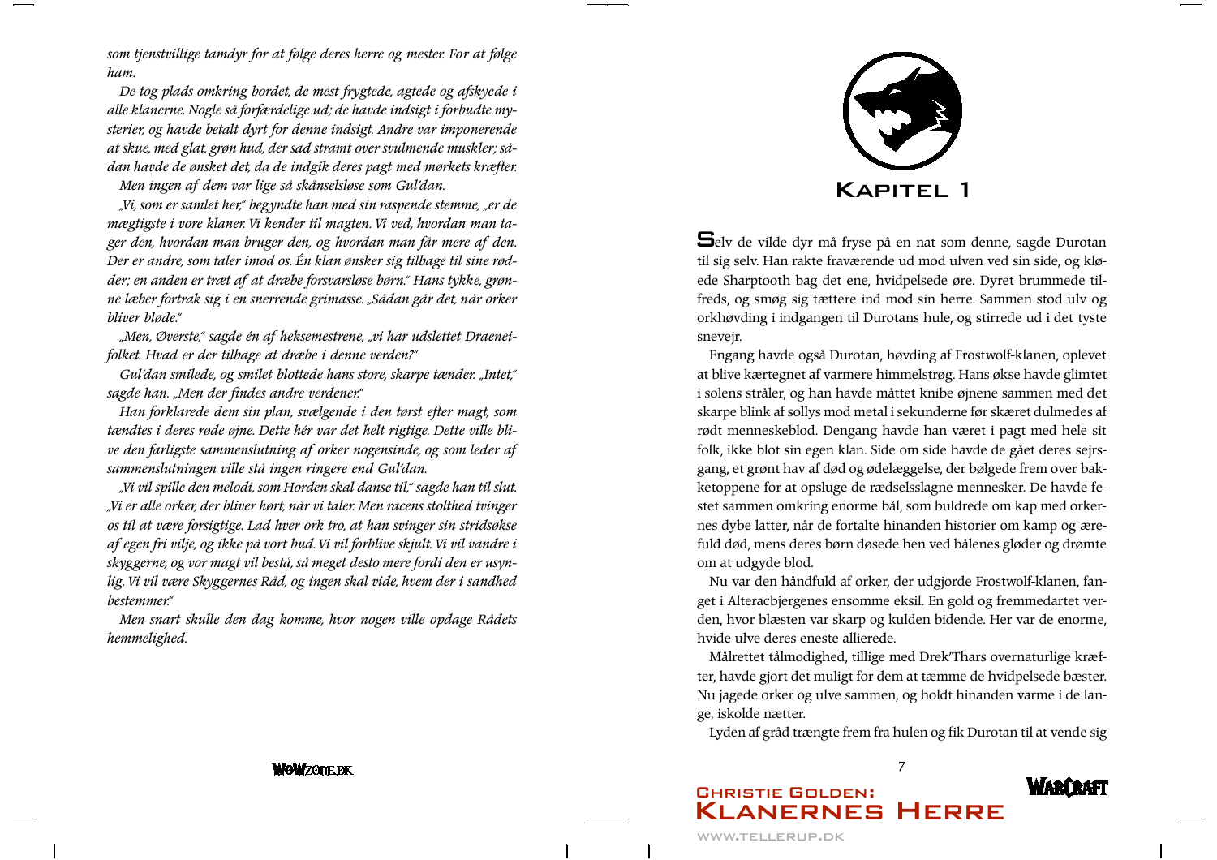*som tjenstvillige tamdyr for at følge deres herre og mester. For at følge ham.*

*De tog plads omkring bordet, de mest frygtede, agtede og afskyede i alle klanerne. Nogle så forfærdelige ud; de havde indsigt i forbudte mysterier, og havde betalt dyrt for denne indsigt. Andre var imponerende at skue, med glat, grøn hud, der sad stramt over svulmende muskler; sådan havde de ønsket det, da de indgik deres pagt med mørkets kræfter.*

*Men ingen af dem var lige så skånselsløse som Gul'dan.*

*„Vi, som er samlet her," begyndte han med sin raspende stemme, „er de mægtigste i vore klaner. Vi kender til magten. Vi ved, hvordan man tager den, hvordan man bruger den, og hvordan man får mere af den. Der er andre, som taler imod os. Én klan ønsker sig tilbage til sine rødder; en anden er træt af at dræbe forsvarsløse børn." Hans tykke, grønne læber fortrak sig i en snerrende grimasse. „Sådan går det, når orker bliver bløde."*

*„Men, Øverste," sagde én af heksemestrene, „vi har udslettet Draeneifolket. Hvad er der tilbage at dræbe i denne verden?"*

*Gul'dan smilede, og smilet blottede hans store, skarpe tænder. „Intet," sagde han. „Men der findes andre verdener."*

*Han forklarede dem sin plan, svælgende i den tørst efter magt, som tændtes i deres røde øjne. Dette hér var det helt rigtige. Dette ville blive den farligste sammenslutning af orker nogensinde, og som leder af sammenslutningen ville stå ingen ringere end Gul'dan.*

*„Vi vil spille den melodi, som Horden skal danse til," sagde han til slut. „Vi er alle orker, der bliver hørt, når vi taler. Men racens stolthed tvinger os til at være forsigtige. Lad hver ork tro, at han svinger sin stridsøkse af egen fri vilje, og ikke på vort bud. Vi vil forblive skjult. Vi vil vandre i skyggerne, og vor magt vil bestå, så meget desto mere fordi den er usynlig. Vi vil være Skyggernes Råd, og ingen skal vide, hvem der i sandhed bestemmer."*

*Men snart skulle den dag komme, hvor nogen ville opdage Rådets hemmelighed.*

# Kapitel 1

Selv de vilde dyr må fryse på en nat som denne, sagde Durotan til sig selv. Han rakte fraværende ud mod ulven ved sin side, og kløede Sharptooth bag det ene, hvidpelsede øre. Dyret brummede tilfreds, og smøg sig tættere ind mod sin herre. Sammen stod ulv og orkhøvding i indgangen til Durotans hule, og stirrede ud i det tyste snevejr.

Engang havde også Durotan, høvding af Frostwolf-klanen, oplevet at blive kærtegnet af varmere himmelstrøg. Hans økse havde glimtet i solens stråler, og han havde måttet knibe øjnene sammen med det skarpe blink af sollys mod metal i sekunderne før skæret dulmedes af rødt menneskeblod. Dengang havde han været i pagt med hele sit folk, ikke blot sin egen klan. Side om side havde de gået deres sejrsgang, et grønt hav af død og ødelæggelse, der bølgede frem over bakketoppene for at opsluge de rædselsslagne mennesker. De havde festet sammen omkring enorme bål, som buldrede om kap med orkernes dybe latter, når de fortalte hinanden historier om kamp og ærefuld død, mens deres børn døsede hen ved bålenes gløder og drømte om at udgyde blod.

Nu var den håndfuld af orker, der udgjorde Frostwolf-klanen, fanget i Alteracbjergenes ensomme eksil. En gold og fremmedartet verden, hvor blæsten var skarp og kulden bidende. Her var de enorme, hvide ulve deres eneste allierede.

Målrettet tålmodighed, tillige med Drek'Thars overnaturlige kræfter, havde gjort det muligt for dem at tæmme de hvidpelsede bæster. Nu jagede orker og ulve sammen, og holdt hinanden varme i de lange, iskolde nætter.

Lyden af gråd trængte frem fra hulen og fik Durotan til at vende sig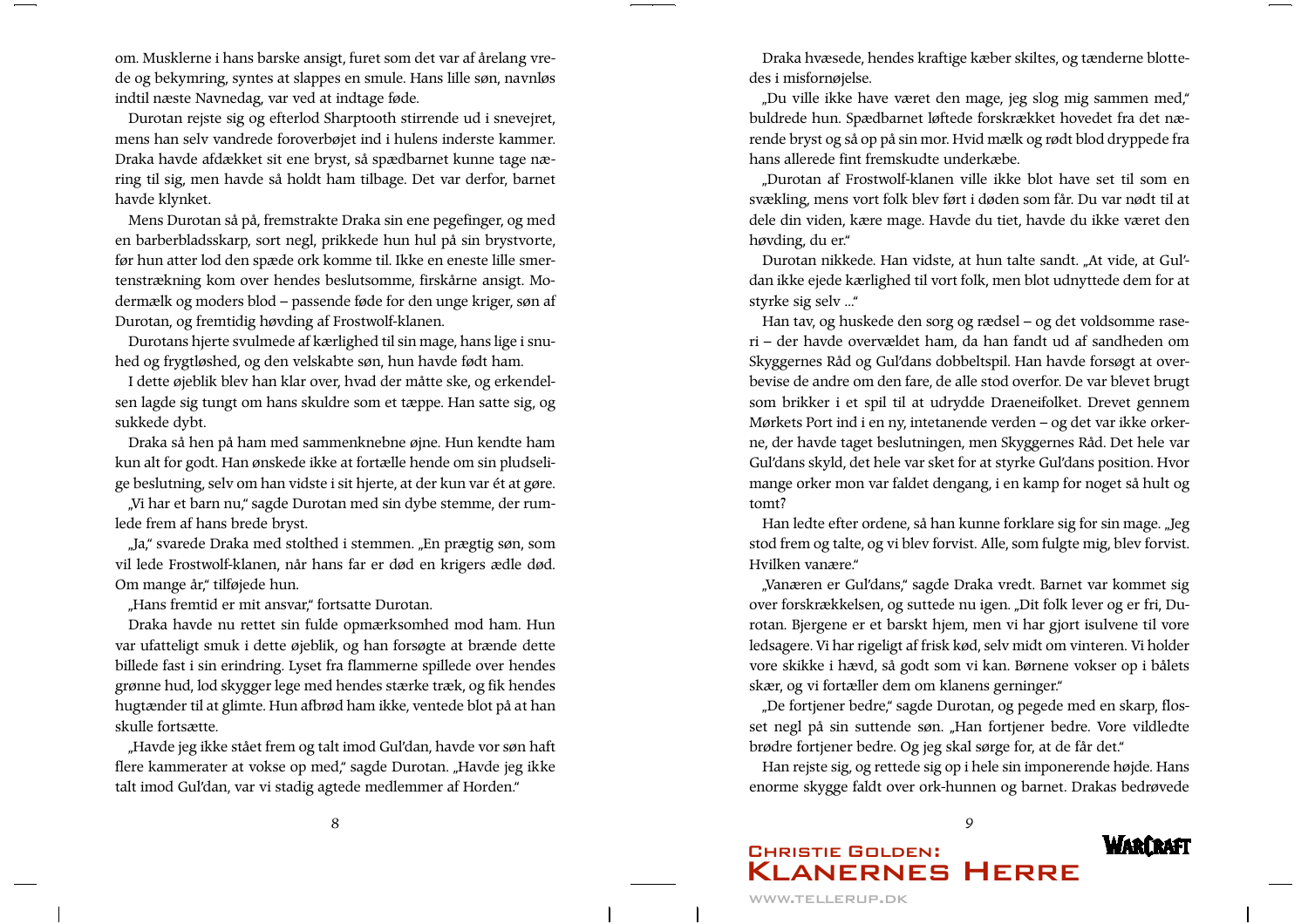om. Musklerne i hans barske ansigt, furet som det var af årelang vrede og bekymring, syntes at slappes en smule. Hans lille søn, navnløs indtil næste Navnedag, var ved at indtage føde.

Durotan rejste sig og efterlod Sharptooth stirrende ud i snevejret, mens han selv vandrede foroverbøjet ind i hulens inderste kammer. Draka havde afdækket sit ene bryst, så spædbarnet kunne tage næring til sig, men havde så holdt ham tilbage. Det var derfor, barnet havde klynket.

Mens Durotan så på, fremstrakte Draka sin ene pegefinger, og med en barberbladsskarp, sort negl, prikkede hun hul på sin brystvorte, før hun atter lod den spæde ork komme til. Ikke en eneste lille smertenstrækning kom over hendes beslutsomme, firskårne ansigt. Modermælk og moders blod – passende føde for den unge kriger, søn af Durotan, og fremtidig høvding af Frostwolf-klanen.

Durotans hjerte svulmede af kærlighed til sin mage, hans lige i snuhed og frygtløshed, og den velskabte søn, hun havde født ham.

I dette øjeblik blev han klar over, hvad der måtte ske, og erkendelsen lagde sig tungt om hans skuldre som et tæppe. Han satte sig, og sukkede dybt.

Draka så hen på ham med sammenknebne øjne. Hun kendte ham kun alt for godt. Han ønskede ikke at fortælle hende om sin pludselige beslutning, selv om han vidste i sit hjerte, at der kun var ét at gøre.

„Vi har et barn nu," sagde Durotan med sin dybe stemme, der rumlede frem af hans brede bryst.

„Ja," svarede Draka med stolthed i stemmen. „En prægtig søn, som vil lede Frostwolf-klanen, når hans far er død en krigers ædle død. Om mange år," tilføjede hun.

„Hans fremtid er mit ansvar," fortsatte Durotan.

Draka havde nu rettet sin fulde opmærksomhed mod ham. Hun var ufatteligt smuk i dette øjeblik, og han forsøgte at brænde dette billede fast i sin erindring. Lyset fra flammerne spillede over hendes grønne hud, lod skygger lege med hendes stærke træk, og fik hendes hugtænder til at glimte. Hun afbrød ham ikke, ventede blot på at han skulle fortsætte.

„Havde jeg ikke stået frem og talt imod Gul'dan, havde vor søn haft flere kammerater at vokse op med," sagde Durotan. „Havde jeg ikke talt imod Gul'dan, var vi stadig agtede medlemmer af Horden."

Draka hvæsede, hendes kraftige kæber skiltes, og tænderne blottedes i misfornøjelse.

„Du ville ikke have været den mage, jeg slog mig sammen med," buldrede hun. Spædbarnet løftede forskrækket hovedet fra det nærende bryst og så op på sin mor. Hvid mælk og rødt blod dryppede fra hans allerede fint fremskudte underkæbe.

„Durotan af Frostwolf-klanen ville ikke blot have set til som en svækling, mens vort folk blev ført i døden som får. Du var nødt til at dele din viden, kære mage. Havde du tiet, havde du ikke været den høvding, du er."

Durotan nikkede. Han vidste, at hun talte sandt. „At vide, at Gul'dan ikke ejede kærlighed til vort folk, men blot udnyttede dem for at styrke sig selv ..."

Han tav, og huskede den sorg og rædsel – og det voldsomme raseri – der havde overvældet ham, da han fandt ud af sandheden om Skyggernes Råd og Gul'dans dobbeltspil. Han havde forsøgt at overbevise de andre om den fare, de alle stod overfor. De var blevet brugt som brikker i et spil til at udrydde Draeneifolket. Drevet gennem Mørkets Port ind i en ny, intetanende verden – og det var ikke orkerne, der havde taget beslutningen, men Skyggernes Råd. Det hele var Gul'dans skyld, det hele var sket for at styrke Gul'dans position. Hvor mange orker mon var faldet dengang, i en kamp for noget så hult og tomt?

Han ledte efter ordene, så han kunne forklare sig for sin mage. „Jeg stod frem og talte, og vi blev forvist. Alle, som fulgte mig, blev forvist. Hvilken vanære."

„Vanæren er Gul'dans," sagde Draka vredt. Barnet var kommet sig over forskrækkelsen, og suttede nu igen. „Dit folk lever og er fri, Durotan. Bjergene er et barskt hjem, men vi har gjort isulvene til vore ledsagere. Vi har rigeligt af frisk kød, selv midt om vinteren. Vi holder vore skikke i hævd, så godt som vi kan. Børnene vokser op i bålets skær, og vi fortæller dem om klanens gerninger."

„De fortjener bedre," sagde Durotan, og pegede med en skarp, flosset negl på sin suttende søn. „Han fortjener bedre. Vore vildledte brødre fortjener bedre. Og jeg skal sørge for, at de får det."

Han rejste sig, og rettede sig op i hele sin imponerende højde. Hans enorme skygge faldt over ork-hunnen og barnet. Drakas bedrøvede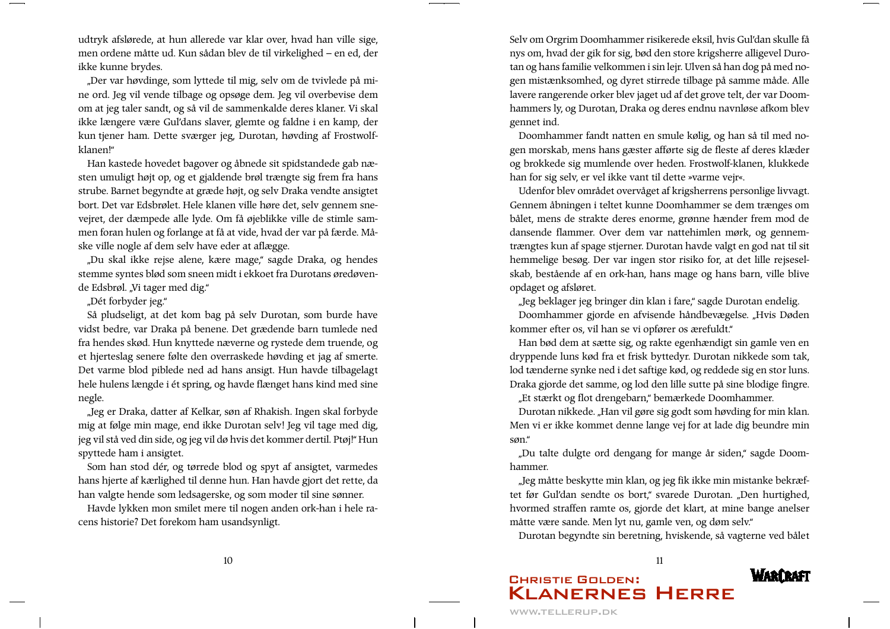udtryk afslørede, at hun allerede var klar over, hvad han ville sige, men ordene måtte ud. Kun sådan blev de til virkelighed – en ed, der ikke kunne brydes.

„Der var høvdinge, som lyttede til mig, selv om de tvivlede på mine ord. Jeg vil vende tilbage og opsøge dem. Jeg vil overbevise dem om at jeg taler sandt, og så vil de sammenkalde deres klaner. Vi skal ikke længere være Gul'dans slaver, glemte og faldne i en kamp, der kun tjener ham. Dette sværger jeg, Durotan, høvding af Frostwolf-klanen!"

Han kastede hovedet bagover og åbnede sit spidstandede gab næsten umuligt højt op, og et gjaldende brøl trængte sig frem fra hans strube. Barnet begyndte at græde højt, og selv Draka vendte ansigtet bort. Det var Edsbrølet. Hele klanen ville høre det, selv gennem snevejret, der dæmpede alle lyde. Om få øjeblikke ville de stimle sammen foran hulen og forlange at få at vide, hvad der var på færde. Måske ville nogle af dem selv have eder at aflægge.

„Du skal ikke rejse alene, kære mage," sagde Draka, og hendes stemme syntes blød som sneen midt i ekkoet fra Durotans øredøvende Edsbrøl. „Vi tager med dig."

„Dét forbyder jeg."

Så pludseligt, at det kom bag på selv Durotan, som burde have vidst bedre, var Draka på benene. Det grædende barn tumlede ned fra hendes skød. Hun knyttede næverne og rystede dem truende, og et hjerteslag senere følte den overraskede høvding et jag af smerte. Det varme blod piblede ned ad hans ansigt. Hun havde tilbagelagt hele hulens længde i ét spring, og havde flænget hans kind med sine negle.

„Jeg er Draka, datter af Kelkar, søn af Rhakish. Ingen skal forbyde mig at følge min mage, end ikke Durotan selv! Jeg vil tage med dig, jeg vil stå ved din side, og jeg vil dø hvis det kommer dertil. Ptøj!" Hun spyttede ham i ansigtet.

Som han stod dér, og tørrede blod og spyt af ansigtet, varmedes hans hjerte af kærlighed til denne hun. Han havde gjort det rette, da han valgte hende som ledsagerske, og som moder til sine sønner.

Havde lykken mon smilet mere til nogen anden ork-han i hele racens historie? Det forekom ham usandsynligt.

Selv om Orgrim Doomhammer risikerede eksil, hvis Gul'dan skulle få nys om, hvad der gik for sig, bød den store krigsherre alligevel Durotan og hans familie velkommen i sin lejr. Ulven så han dog på med nogen mistænksomhed, og dyret stirrede tilbage på samme måde. Alle lavere rangerende orker blev jaget ud af det grove telt, der var Doomhammers ly, og Durotan, Draka og deres endnu navnløse afkom blev gennet ind.

Doomhammer fandt natten en smule kølig, og han så til med nogen morskab, mens hans gæster afførte sig de fleste af deres klæder og brokkede sig mumlende over heden. Frostwolf-klanen, klukkede han for sig selv, er vel ikke vant til dette »varme vejr«.

Udenfor blev området overvåget af krigsherrens personlige livvagt. Gennem åbningen i teltet kunne Doomhammer se dem trænges om bålet, mens de strakte deres enorme, grønne hænder frem mod de dansende flammer. Over dem var nattehimlen mørk, og gennemtrængtes kun af spage stjerner. Durotan havde valgt en god nat til sit hemmelige besøg. Der var ingen stor risiko for, at det lille rejseselskab, bestående af en ork-han, hans mage og hans barn, ville blive opdaget og afsløret.

„Jeg beklager jeg bringer din klan i fare," sagde Durotan endelig.

Doomhammer gjorde en afvisende håndbevægelse. „Hvis Døden kommer efter os, vil han se vi opfører os ærefuldt."

Han bød dem at sætte sig, og rakte egenhændigt sin gamle ven en dryppende luns kød fra et frisk byttedyr. Durotan nikkede som tak, lod tænderne synke ned i det saftige kød, og reddede sig en stor luns. Draka gjorde det samme, og lod den lille sutte på sine blodige fingre.

„Et stærkt og flot drengebarn," bemærkede Doomhammer.

Durotan nikkede. „Han vil gøre sig godt som høvding for min klan. Men vi er ikke kommet denne lange vej for at lade dig beundre min søn."

„Du talte dulgte ord dengang for mange år siden," sagde Doomhammer.

„Jeg måtte beskytte min klan, og jeg fik ikke min mistanke bekræftet før Gul'dan sendte os bort," svarede Durotan. „Den hurtighed, hvormed straffen ramte os, gjorde det klart, at mine bange anelser måtte være sande. Men lyt nu, gamle ven, og døm selv."

Durotan begyndte sin beretning, hviskende, så vagterne ved bålet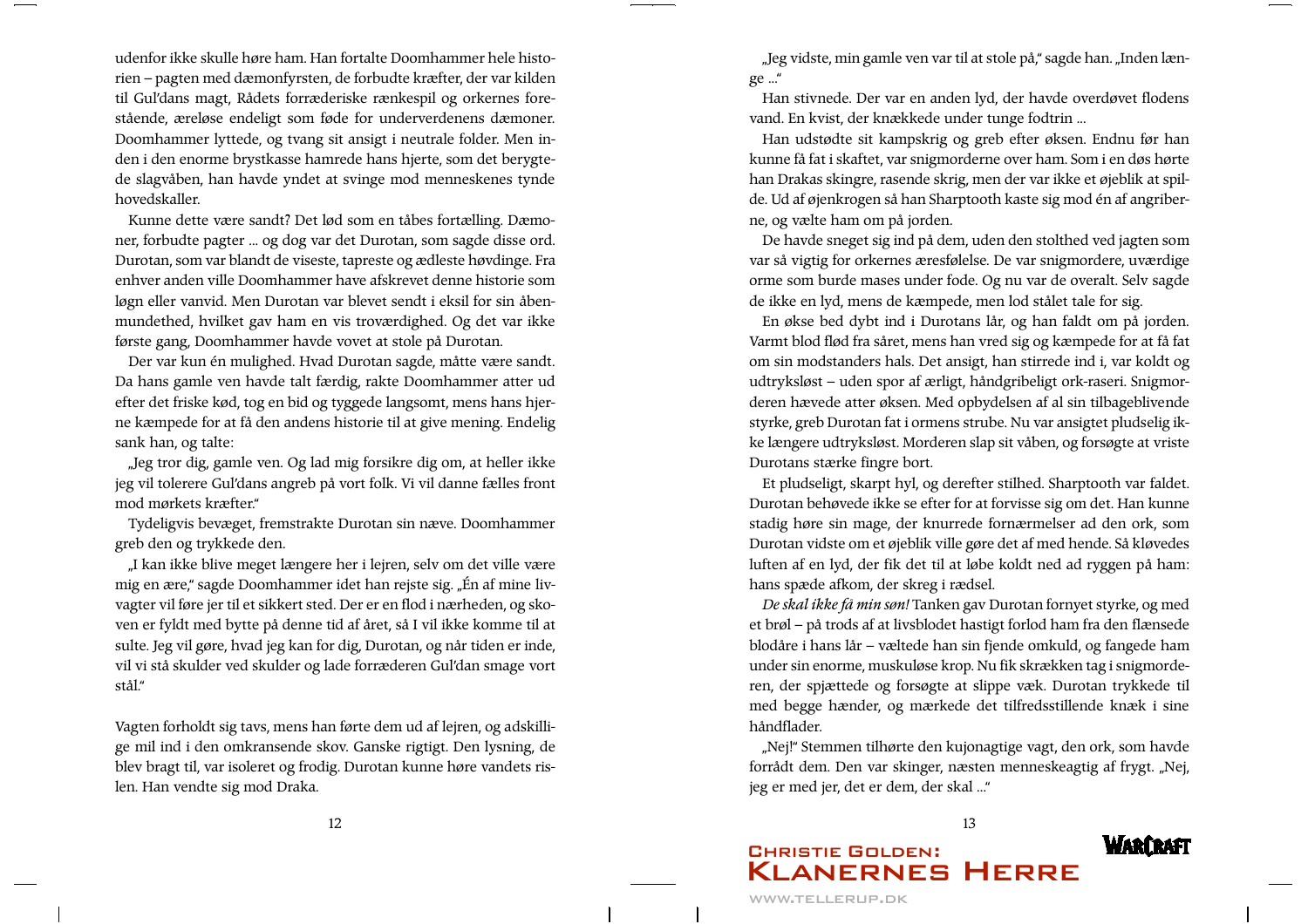udenfor ikke skulle høre ham. Han fortalte Doomhammer hele historien – pagten med dæmonfyrsten, de forbudte kræfter, der var kilden til Gul'dans magt, Rådets forræderiske rænkespil og orkernes forestående, æreløse endeligt som føde for underverdenens dæmoner. Doomhammer lyttede, og tvang sit ansigt i neutrale folder. Men inden i den enorme brystkasse hamrede hans hjerte, som det berygtede slagvåben, han havde yndet at svinge mod menneskenes tynde hovedskaller.

Kunne dette være sandt? Det lød som en tåbes fortælling. Dæmoner, forbudte pagter ... og dog var det Durotan, som sagde disse ord. Durotan, som var blandt de viseste, tapreste og ædleste høvdinge. Fra enhver anden ville Doomhammer have afskrevet denne historie som løgn eller vanvid. Men Durotan var blevet sendt i eksil for sin åbenmundethed, hvilket gav ham en vis troværdighed. Og det var ikke første gang, Doomhammer havde vovet at stole på Durotan.

Der var kun én mulighed. Hvad Durotan sagde, måtte være sandt. Da hans gamle ven havde talt færdig, rakte Doomhammer atter ud efter det friske kød, tog en bid og tyggede langsomt, mens hans hjerne kæmpede for at få den andens historie til at give mening. Endelig sank han, og talte:

„Jeg tror dig, gamle ven. Og lad mig forsikre dig om, at heller ikke jeg vil tolerere Gul'dans angreb på vort folk. Vi vil danne fælles front mod mørkets kræfter."

Tydeligvis bevæget, fremstrakte Durotan sin næve. Doomhammer greb den og trykkede den.

„I kan ikke blive meget længere her i lejren, selv om det ville være mig en ære," sagde Doomhammer idet han rejste sig. „Én af mine livvagter vil føre jer til et sikkert sted. Der er en flod i nærheden, og skoven er fyldt med bytte på denne tid af året, så I vil ikke komme til at sulte. Jeg vil gøre, hvad jeg kan for dig, Durotan, og når tiden er inde, vil vi stå skulder ved skulder og lade forræderen Gul'dan smage vort stål."

Vagten forholdt sig tavs, mens han førte dem ud af lejren, og adskillige mil ind i den omkransende skov. Ganske rigtigt. Den lysning, de blev bragt til, var isoleret og frodig. Durotan kunne høre vandets rislen. Han vendte sig mod Draka.

„Jeg vidste, min gamle ven var til at stole på," sagde han. „Inden længe ..."

Han stivnede. Der var en anden lyd, der havde overdøvet flodens vand. En kvist, der knækkede under tunge fodtrin ...

Han udstødte sit kampskrig og greb efter øksen. Endnu før han kunne få fat i skaftet, var snigmorderne over ham. Som i en døs hørte han Drakas skingre, rasende skrig, men der var ikke et øjeblik at spilde. Ud af øjenkrogen så han Sharptooth kaste sig mod én af angriberne, og vælte ham om på jorden.

De havde sneget sig ind på dem, uden den stolthed ved jagten som var så vigtig for orkernes æresfølelse. De var snigmordere, uværdige orme som burde mases under fode. Og nu var de overalt. Selv sagde de ikke en lyd, mens de kæmpede, men lod stålet tale for sig.

En økse bed dybt ind i Durotans lår, og han faldt om på jorden. Varmt blod flød fra såret, mens han vred sig og kæmpede for at få fat om sin modstanders hals. Det ansigt, han stirrede ind i, var koldt og udtryksløst – uden spor af ærligt, håndgribeligt ork-raseri. Snigmorderen hævede atter øksen. Med opbydelsen af al sin tilbageblivende styrke, greb Durotan fat i ormens strube. Nu var ansigtet pludselig ikke længere udtryksløst. Morderen slap sit våben, og forsøgte at vriste Durotans stærke fingre bort.

Et pludseligt, skarpt hyl, og derefter stilhed. Sharptooth var faldet. Durotan behøvede ikke se efter for at forvisse sig om det. Han kunne stadig høre sin mage, der knurrede fornærmelser ad den ork, som Durotan vidste om et øjeblik ville gøre det af med hende. Så kløvedes luften af en lyd, der fik det til at løbe koldt ned ad ryggen på ham: hans spæde afkom, der skreg i rædsel.

*De skal ikke få min søn!* Tanken gav Durotan fornyet styrke, og med et brøl – på trods af at livsblodet hastigt forlod ham fra den flænsede blodåre i hans lår – væltede han sin fjende omkuld, og fangede ham under sin enorme, muskuløse krop. Nu fik skrækken tag i snigmorderen, der spjættede og forsøgte at slippe væk. Durotan trykkede til med begge hænder, og mærkede det tilfredsstillende knæk i sine håndflader.

„Nej!" Stemmen tilhørte den kujonagtige vagt, den ork, som havde forrådt dem. Den var skinger, næsten menneskeagtig af frygt. „Nej, jeg er med jer, det er dem, der skal ..."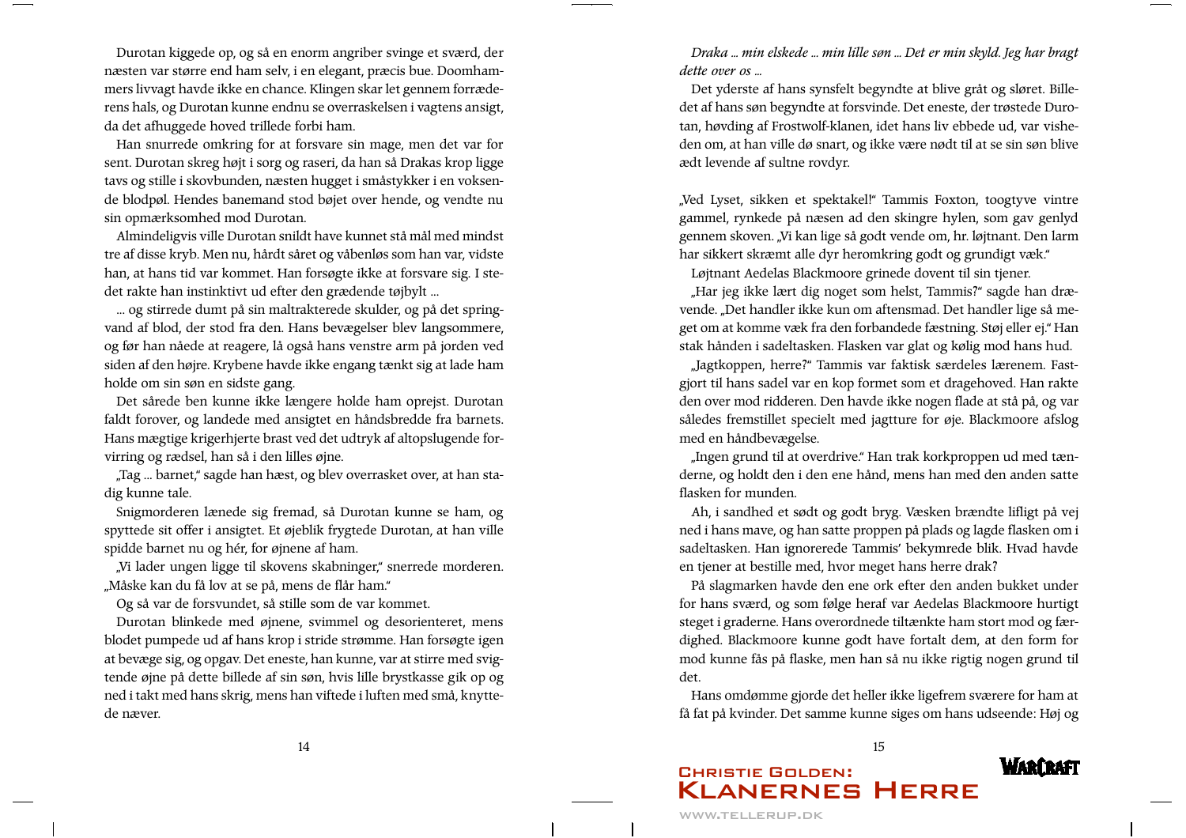Durotan kiggede op, og så en enorm angriber svinge et sværd, der næsten var større end ham selv, i en elegant, præcis bue. Doomhammers livvagt havde ikke en chance. Klingen skar let gennem forræderens hals, og Durotan kunne endnu se overraskelsen i vagtens ansigt, da det afhuggede hoved trillede forbi ham.

Han snurrede omkring for at forsvare sin mage, men det var for sent. Durotan skreg højt i sorg og raseri, da han så Drakas krop ligge tavs og stille i skovbunden, næsten hugget i småstykker i en voksende blodpøl. Hendes banemand stod bøjet over hende, og vendte nu sin opmærksomhed mod Durotan.

Almindeligvis ville Durotan snildt have kunnet stå mål med mindst tre af disse kryb. Men nu, hårdt såret og våbenløs som han var, vidste han, at hans tid var kommet. Han forsøgte ikke at forsvare sig. I stedet rakte han instinktivt ud efter den grædende tøjbylt …

… og stirrede dumt på sin maltrakterede skulder, og på det springvand af blod, der stod fra den. Hans bevægelser blev langsommere, og før han nåede at reagere, lå også hans venstre arm på jorden ved siden af den højre. Krybene havde ikke engang tænkt sig at lade ham holde om sin søn en sidste gang.

Det sårede ben kunne ikke længere holde ham oprejst. Durotan faldt forover, og landede med ansigtet en håndsbredde fra barnets. Hans mægtige krigerhjerte brast ved det udtryk af altopslugende forvirring og rædsel, han så i den lilles øjne.

„Tag … barnet," sagde han hæst, og blev overrasket over, at han stadig kunne tale.

Snigmorderen lænede sig fremad, så Durotan kunne se ham, og spyttede sit offer i ansigtet. Et øjeblik frygtede Durotan, at han ville spidde barnet nu og hér, for øjnene af ham.

„Vi lader ungen ligge til skovens skabninger," snerrede morderen. „Måske kan du få lov at se på, mens de flår ham."

Og så var de forsvundet, så stille som de var kommet.

Durotan blinkede med øjnene, svimmel og desorienteret, mens blodet pumpede ud af hans krop i stride strømme. Han forsøgte igen at bevæge sig, og opgav. Det eneste, han kunne, var at stirre med svigtende øjne på dette billede af sin søn, hvis lille brystkasse gik op og ned i takt med hans skrig, mens han viftede i luften med små, knyttede næver.

*Draka … min elskede … min lille søn … Det er min skyld. Jeg har bragt dette over os …*

Det yderste af hans synsfelt begyndte at blive gråt og sløret. Billedet af hans søn begyndte at forsvinde. Det eneste, der trøstede Durotan, høvding af Frostwolf-klanen, idet hans liv ebbede ud, var visheden om, at han ville dø snart, og ikke være nødt til at se sin søn blive ædt levende af sultne rovdyr.

„Ved Lyset, sikken et spektakel!" Tammis Foxton, toogtyve vintre gammel, rynkede på næsen ad den skingre hylen, som gav genlyd gennem skoven. „Vi kan lige så godt vende om, hr. løjtnant. Den larm har sikkert skræmt alle dyr heromkring godt og grundigt væk."

Løjtnant Aedelas Blackmoore grinede dovent til sin tjener.

„Har jeg ikke lært dig noget som helst, Tammis?" sagde han drævende. „Det handler ikke kun om aftensmad. Det handler lige så meget om at komme væk fra den forbandede fæstning. Støj eller ej." Han stak hånden i sadeltasken. Flasken var glat og kølig mod hans hud.

„Jagtkoppen, herre?" Tammis var faktisk særdeles lærenem. Fastgjort til hans sadel var en kop formet som et dragehoved. Han rakte den over mod ridderen. Den havde ikke nogen flade at stå på, og var således fremstillet specielt med jagtture for øje. Blackmoore afslog med en håndbevægelse.

„Ingen grund til at overdrive." Han trak korkproppen ud med tænderne, og holdt den i den ene hånd, mens han med den anden satte flasken for munden.

Ah, i sandhed et sødt og godt bryg. Væsken brændte lifligt på vej ned i hans mave, og han satte proppen på plads og lagde flasken om i sadeltasken. Han ignorerede Tammis' bekymrede blik. Hvad havde en tjener at bestille med, hvor meget hans herre drak?

På slagmarken havde den ene ork efter den anden bukket under for hans sværd, og som følge heraf var Aedelas Blackmoore hurtigt steget i graderne. Hans overordnede tiltænkte ham stort mod og færdighed. Blackmoore kunne godt have fortalt dem, at den form for mod kunne fås på flaske, men han så nu ikke rigtig nogen grund til det.

Hans omdømme gjorde det heller ikke ligefrem sværere for ham at få fat på kvinder. Det samme kunne siges om hans udseende: Høj og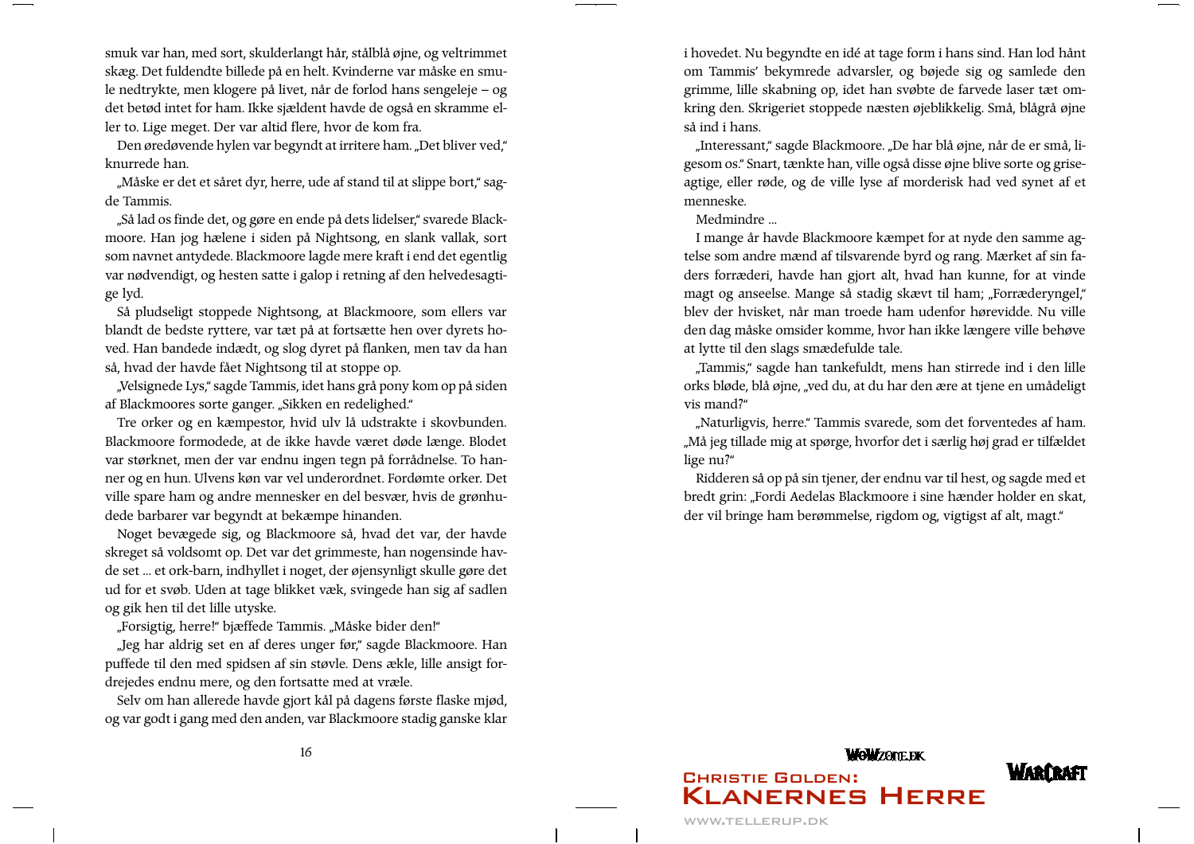smuk var han, med sort, skulderlangt hår, stålblå øjne, og veltrimmet skæg. Det fuldendte billede på en helt. Kvinderne var måske en smule nedtrykte, men klogere på livet, når de forlod hans sengeleje – og det betød intet for ham. Ikke sjældent havde de også en skramme eller to. Lige meget. Der var altid flere, hvor de kom fra.

Den øredøvende hylen var begyndt at irritere ham. „Det bliver ved," knurrede han.

„Måske er det et såret dyr, herre, ude af stand til at slippe bort," sagde Tammis.

„Så lad os finde det, og gøre en ende på dets lidelser," svarede Blackmoore. Han jog hælene i siden på Nightsong, en slank vallak, sort som navnet antydede. Blackmoore lagde mere kraft i end det egentlig var nødvendigt, og hesten satte i galop i retning af den helvedesagtige lyd.

Så pludseligt stoppede Nightsong, at Blackmoore, som ellers var blandt de bedste ryttere, var tæt på at fortsætte hen over dyrets hoved. Han bandede indædt, og slog dyret på flanken, men tav da han så, hvad der havde fået Nightsong til at stoppe op.

„Velsignede Lys," sagde Tammis, idet hans grå pony kom op på siden af Blackmoores sorte ganger. „Sikken en redelighed."

Tre orker og en kæmpestor, hvid ulv lå udstrakte i skovbunden. Blackmoore formodede, at de ikke havde været døde længe. Blodet var størknet, men der var endnu ingen tegn på forrådnelse. To hanner og en hun. Ulvens køn var vel underordnet. Fordømte orker. Det ville spare ham og andre mennesker en del besvær, hvis de grønhudede barbarer var begyndt at bekæmpe hinanden.

Noget bevægede sig, og Blackmoore så, hvad det var, der havde skreget så voldsomt op. Det var det grimmeste, han nogensinde havde set ... et ork-barn, indhyllet i noget, der øjensynligt skulle gøre det ud for et svøb. Uden at tage blikket væk, svingede han sig af sadlen og gik hen til det lille utyske.

„Forsigtig, herre!" bjæffede Tammis. „Måske bider den!"

„Jeg har aldrig set en af deres unger før," sagde Blackmoore. Han puffede til den med spidsen af sin støvle. Dens ækle, lille ansigt fordrejedes endnu mere, og den fortsatte med at vræle.

Selv om han allerede havde gjort kål på dagens første flaske mjød, og var godt i gang med den anden, var Blackmoore stadig ganske klar i hovedet. Nu begyndte en idé at tage form i hans sind. Han lod hånt om Tammis' bekymrede advarsler, og bøjede sig og samlede den grimme, lille skabning op, idet han svøbte de farvede laser tæt omkring den. Skrigeriet stoppede næsten øjeblikkelig. Små, blågrå øjne så ind i hans.

„Interessant," sagde Blackmoore. „De har blå øjne, når de er små, ligesom os." Snart, tænkte han, ville også disse øjne blive sorte og griseagtige, eller røde, og de ville lyse af morderisk had ved synet af et menneske.

Medmindre ...

I mange år havde Blackmoore kæmpet for at nyde den samme agtelse som andre mænd af tilsvarende byrd og rang. Mærket af sin faders forræderi, havde han gjort alt, hvad han kunne, for at vinde magt og anseelse. Mange så stadig skævt til ham; „Forræderyngel," blev der hvisket, når man troede ham udenfor hørevidde. Nu ville den dag måske omsider komme, hvor han ikke længere ville behøve at lytte til den slags smædefulde tale.

„Tammis," sagde han tankefuldt, mens han stirrede ind i den lille orks bløde, blå øjne, „ved du, at du har den ære at tjene en umådeligt vis mand?"

„Naturligvis, herre." Tammis svarede, som det forventedes af ham. „Må jeg tillade mig at spørge, hvorfor det i særlig høj grad er tilfældet lige nu?"

Ridderen så op på sin tjener, der endnu var til hest, og sagde med et bredt grin: „Fordi Aedelas Blackmoore i sine hænder holder en skat, der vil bringe ham berømmelse, rigdom og, vigtigst af alt, magt."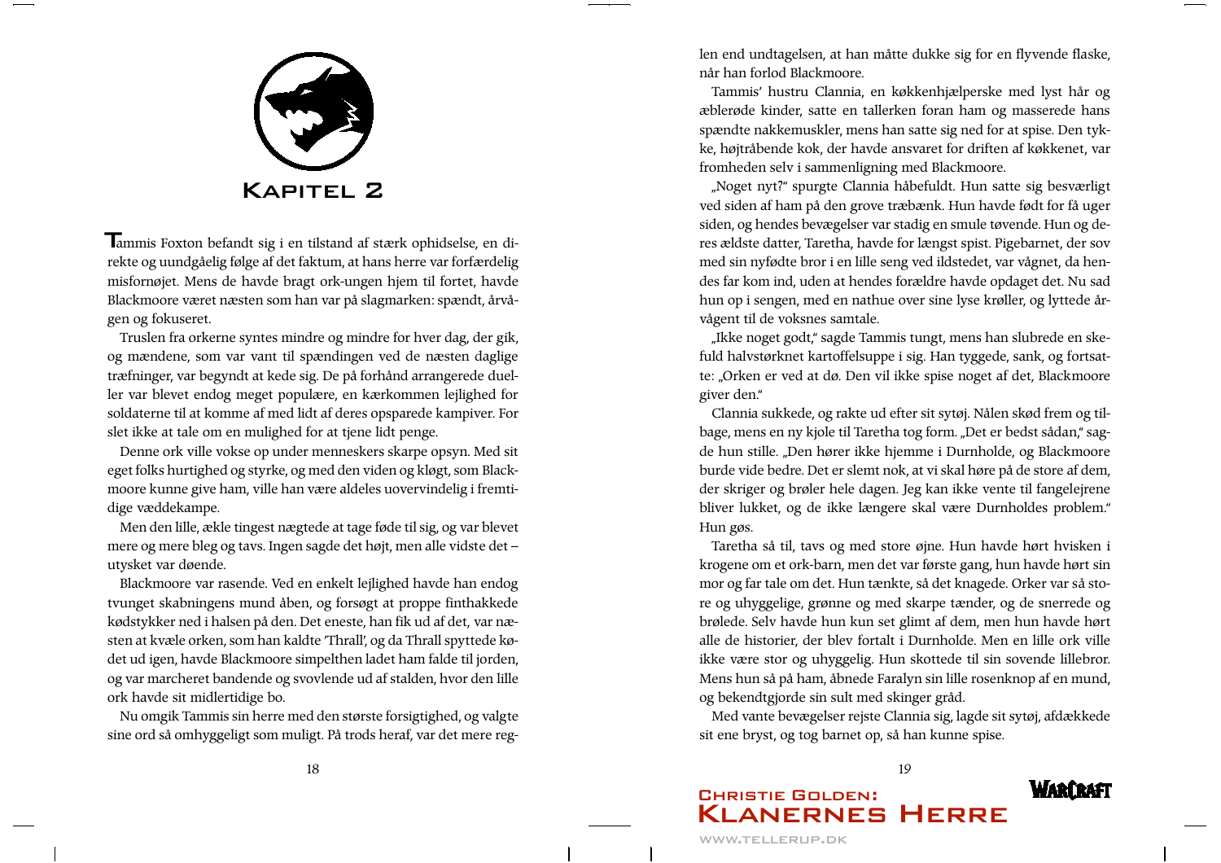# Kapitel 2

Tammis Foxton befandt sig i en tilstand af stærk ophidselse, en direkte og uundgåelig følge af det faktum, at hans herre var forfærdelig misfornøjet. Mens de havde bragt ork-ungen hjem til fortet, havde Blackmoore været næsten som han var på slagmarken: spændt, årvågen og fokuseret.

Truslen fra orkerne syntes mindre og mindre for hver dag, der gik, og mændene, som var vant til spændingen ved de næsten daglige træfninger, var begyndt at kede sig. De på forhånd arrangerede dueller var blevet endog meget populære, en kærkommen lejlighed for soldaterne til at komme af med lidt af deres opsparede kampiver. For slet ikke at tale om en mulighed for at tjene lidt penge.

Denne ork ville vokse op under menneskers skarpe opsyn. Med sit eget folks hurtighed og styrke, og med den viden og kløgt, som Blackmoore kunne give ham, ville han være aldeles uovervindelig i fremtidige væddekampe.

Men den lille, ækle tingest nægtede at tage føde til sig, og var blevet mere og mere bleg og tavs. Ingen sagde det højt, men alle vidste det – utysket var døende.

Blackmoore var rasende. Ved en enkelt lejlighed havde han endog tvunget skabningens mund åben, og forsøgt at proppe finthakkede kødstykker ned i halsen på den. Det eneste, han fik ud af det, var næsten at kvæle orken, som han kaldte 'Thrall', og da Thrall spyttede kødet ud igen, havde Blackmoore simpelthen ladet ham falde til jorden, og var marcheret bandende og svovlende ud af stalden, hvor den lille ork havde sit midlertidige bo.

Nu omgik Tammis sin herre med den største forsigtighed, og valgte sine ord så omhyggeligt som muligt. På trods heraf, var det mere reglen end undtagelsen, at han måtte dukke sig for en flyvende flaske, når han forlod Blackmoore.

Tammis' hustru Clannia, en køkkenhjælperske med lyst hår og æblerøde kinder, satte en tallerken foran ham og masserede hans spændte nakkemuskler, mens han satte sig ned for at spise. Den tykke, højtråbende kok, der havde ansvaret for driften af køkkenet, var fromheden selv i sammenligning med Blackmoore.

„Noget nyt?" spurgte Clannia håbefuldt. Hun satte sig besværligt ved siden af ham på den grove træbænk. Hun havde født for få uger siden, og hendes bevægelser var stadig en smule tøvende. Hun og deres ældste datter, Taretha, havde for længst spist. Pigebarnet, der sov med sin nyfødte bror i en lille seng ved ildstedet, var vågnet, da hendes far kom ind, uden at hendes forældre havde opdaget det. Nu sad hun op i sengen, med en nathue over sine lyse krøller, og lyttede årvågent til de voksnes samtale.

„Ikke noget godt," sagde Tammis tungt, mens han slubrede en skefuld halvstørknet kartoffelsuppe i sig. Han tyggede, sank, og fortsatte: „Orken er ved at dø. Den vil ikke spise noget af det, Blackmoore giver den."

Clannia sukkede, og rakte ud efter sit sytøj. Nålen skød frem og tilbage, mens en ny kjole til Taretha tog form. „Det er bedst sådan," sagde hun stille. „Den hører ikke hjemme i Durnholde, og Blackmoore burde vide bedre. Det er slemt nok, at vi skal høre på de store af dem, der skriger og brøler hele dagen. Jeg kan ikke vente til fangelejrene bliver lukket, og de ikke længere skal være Durnholdes problem." Hun gøs.

Taretha så til, tavs og med store øjne. Hun havde hørt hvisken i krogene om et ork-barn, men det var første gang, hun havde hørt sin mor og far tale om det. Hun tænkte, så det knagede. Orker var så store og uhyggelige, grønne og med skarpe tænder, og de snerrede og brølede. Selv havde hun kun set glimt af dem, men hun havde hørt alle de historier, der blev fortalt i Durnholde. Men en lille ork ville ikke være stor og uhyggelig. Hun skottede til sin sovende lillebror. Mens hun så på ham, åbnede Faralyn sin lille rosenknop af en mund, og bekendtgjorde sin sult med skinger gråd.

Med vante bevægelser rejste Clannia sig, lagde sit sytøj, afdækkede sit ene bryst, og tog barnet op, så han kunne spise.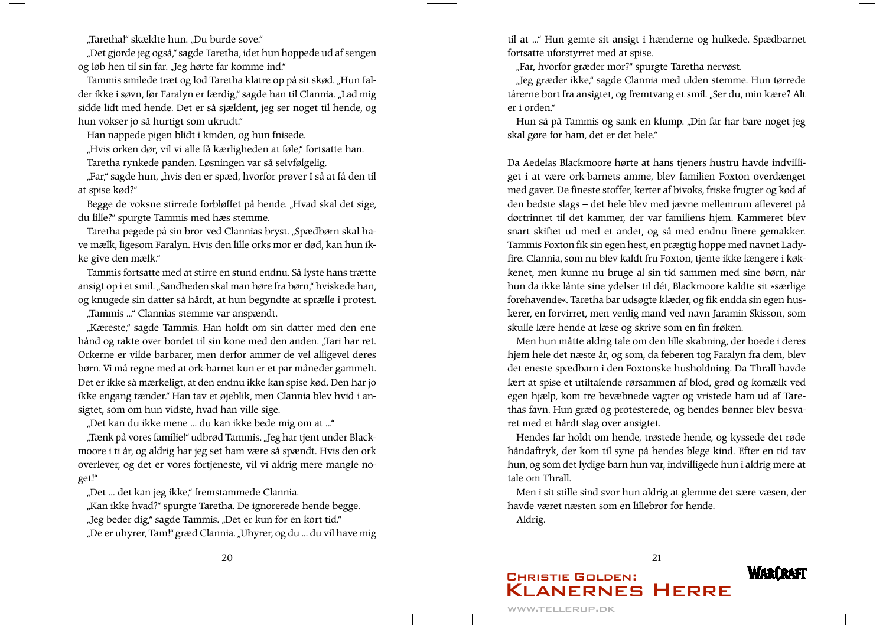„Taretha!" skældte hun. „Du burde sove."

„Det gjorde jeg også," sagde Taretha, idet hun hoppede ud af sengen og løb hen til sin far. „Jeg hørte far komme ind."

Tammis smilede træt og lod Taretha klatre op på sit skød. „Hun falder ikke i søvn, før Faralyn er færdig," sagde han til Clannia. „Lad mig sidde lidt med hende. Det er så sjældent, jeg ser noget til hende, og hun vokser jo så hurtigt som ukrudt."

Han nappede pigen blidt i kinden, og hun fnisede.

„Hvis orken dør, vil vi alle få kærligheden at føle," fortsatte han.

Taretha rynkede panden. Løsningen var så selvfølgelig.

„Far," sagde hun, „hvis den er spæd, hvorfor prøver I så at få den til at spise kød?"

Begge de voksne stirrede forbløffet på hende. „Hvad skal det sige, du lille?" spurgte Tammis med hæs stemme.

Taretha pegede på sin bror ved Clannias bryst. „Spædbørn skal have mælk, ligesom Faralyn. Hvis den lille orks mor er død, kan hun ikke give den mælk."

Tammis fortsatte med at stirre en stund endnu. Så lyste hans trætte ansigt op i et smil. „Sandheden skal man høre fra børn," hviskede han, og knugede sin datter så hårdt, at hun begyndte at sprælle i protest.

„Tammis ..." Clannias stemme var anspændt.

„Kæreste," sagde Tammis. Han holdt om sin datter med den ene hånd og rakte over bordet til sin kone med den anden. „Tari har ret. Orkerne er vilde barbarer, men derfor ammer de vel alligevel deres børn. Vi må regne med at ork-barnet kun er et par måneder gammelt. Det er ikke så mærkeligt, at den endnu ikke kan spise kød. Den har jo ikke engang tænder." Han tav et øjeblik, men Clannia blev hvid i ansigtet, som om hun vidste, hvad han ville sige.

„Det kan du ikke mene ... du kan ikke bede mig om at ..."

„Tænk på vores familie!" udbrød Tammis. „Jeg har tjent under Blackmoore i ti år, og aldrig har jeg set ham være så spændt. Hvis den ork overlever, og det er vores fortjeneste, vil vi aldrig mere mangle noget!"

„Det ... det kan jeg ikke," fremstammede Clannia.

„Kan ikke hvad?" spurgte Taretha. De ignorerede hende begge.

„Jeg beder dig," sagde Tammis. „Det er kun for en kort tid."

„De er uhyrer, Tam!" græd Clannia. „Uhyrer, og du ... du vil have mig til at ..." Hun gemte sit ansigt i hænderne og hulkede. Spædbarnet fortsatte uforstyrret med at spise.

„Far, hvorfor græder mor?" spurgte Taretha nervøst.

„Jeg græder ikke," sagde Clannia med ulden stemme. Hun tørrede tårerne bort fra ansigtet, og fremtvang et smil. „Ser du, min kære? Alt er i orden."

Hun så på Tammis og sank en klump. „Din far har bare noget jeg skal gøre for ham, det er det hele."

Da Aedelas Blackmoore hørte at hans tjeners hustru havde indvilliget i at være ork-barnets amme, blev familien Foxton overdænget med gaver. De fineste stoffer, kerter af bivoks, friske frugter og kød af den bedste slags – det hele blev med jævne mellemrum afleveret på dørtrinnet til det kammer, der var familiens hjem. Kammeret blev snart skiftet ud med et andet, og så med endnu finere gemakker. Tammis Foxton fik sin egen hest, en prægtig hoppe med navnet Ladyfire. Clannia, som nu blev kaldt fru Foxton, tjente ikke længere i køkkenet, men kunne nu bruge al sin tid sammen med sine børn, når hun da ikke lånte sine ydelser til dét, Blackmoore kaldte sit »særlige forehavende«. Taretha bar udsøgte klæder, og fik endda sin egen huslærer, en forvirret, men venlig mand ved navn Jaramin Skisson, som skulle lære hende at læse og skrive som en fin frøken.

Men hun måtte aldrig tale om den lille skabning, der boede i deres hjem hele det næste år, og som, da feberen tog Faralyn fra dem, blev det eneste spædbarn i den Foxtonske husholdning. Da Thrall havde lært at spise et utiltalende rørsammen af blod, grød og komælk ved egen hjælp, kom tre bevæbnede vagter og vristede ham ud af Tarethas favn. Hun græd og protesterede, og hendes bønner blev besvaret med et hårdt slag over ansigtet.

Hendes far holdt om hende, trøstede hende, og kyssede det røde håndaftryk, der kom til syne på hendes blege kind. Efter en tid tav hun, og som det lydige barn hun var, indvilligede hun i aldrig mere at tale om Thrall.

Men i sit stille sind svor hun aldrig at glemme det sære væsen, der havde været næsten som en lillebror for hende.

Aldrig.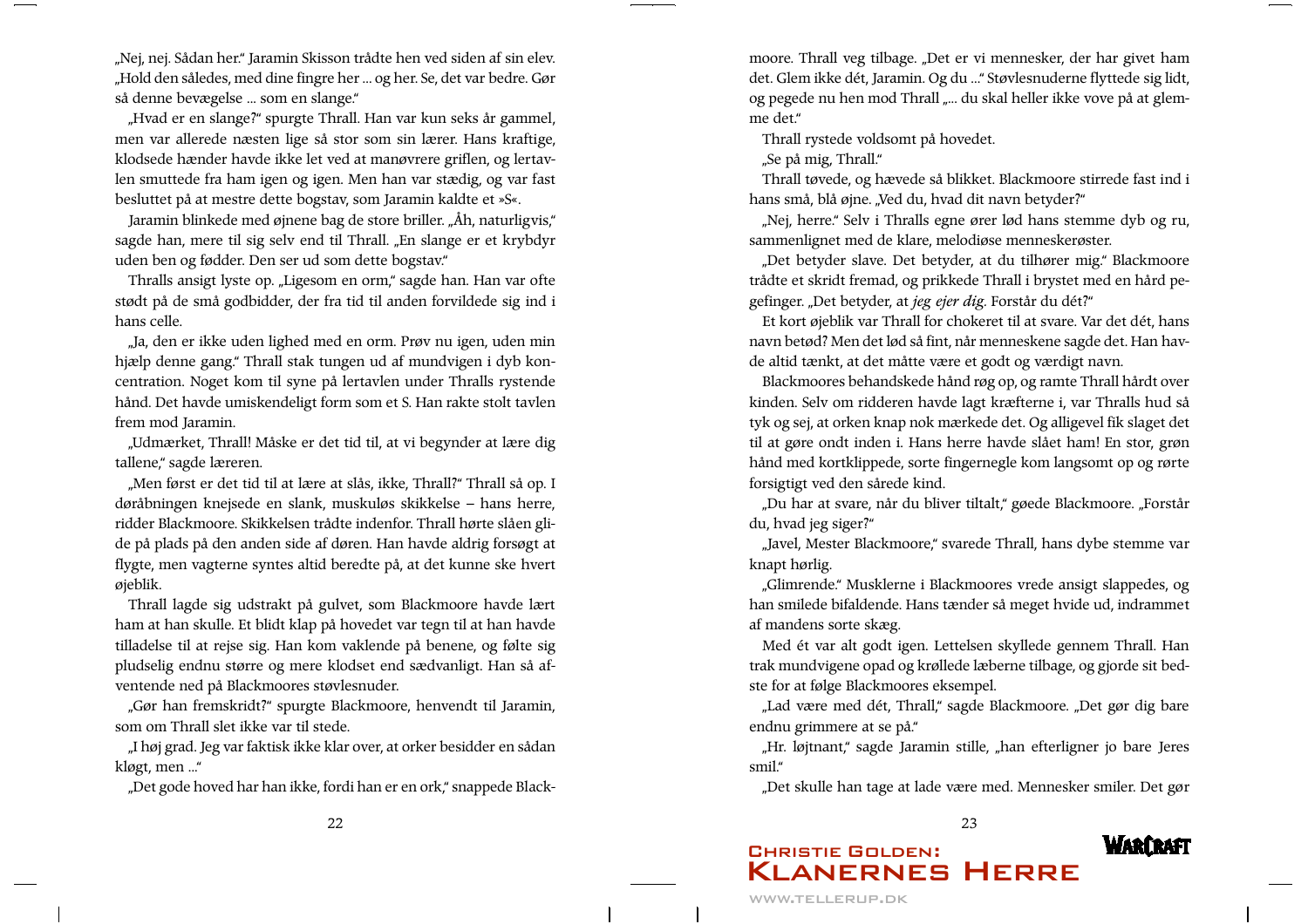„Nej, nej. Sådan her." Jaramin Skisson trådte hen ved siden af sin elev. „Hold den således, med dine fingre her ... og her. Se, det var bedre. Gør så denne bevægelse ... som en slange."

„Hvad er en slange?" spurgte Thrall. Han var kun seks år gammel, men var allerede næsten lige så stor som sin lærer. Hans kraftige, klodsede hænder havde ikke let ved at manøvrere griflen, og lertavlen smuttede fra ham igen og igen. Men han var stædig, og var fast besluttet på at mestre dette bogstav, som Jaramin kaldte et »S«.

Jaramin blinkede med øjnene bag de store briller. „Åh, naturligvis," sagde han, mere til sig selv end til Thrall. „En slange er et krybdyr uden ben og fødder. Den ser ud som dette bogstav."

Thralls ansigt lyste op. „Ligesom en orm," sagde han. Han var ofte stødt på de små godbidder, der fra tid til anden forvildede sig ind i hans celle.

„Ja, den er ikke uden lighed med en orm. Prøv nu igen, uden min hjælp denne gang." Thrall stak tungen ud af mundvigen i dyb koncentration. Noget kom til syne på lertavlen under Thralls rystende hånd. Det havde umiskendeligt form som et S. Han rakte stolt tavlen frem mod Jaramin.

„Udmærket, Thrall! Måske er det tid til, at vi begynder at lære dig tallene," sagde læreren.

„Men først er det tid til at lære at slås, ikke, Thrall?" Thrall så op. I døråbningen knejsede en slank, muskuløs skikkelse – hans herre, ridder Blackmoore. Skikkelsen trådte indenfor. Thrall hørte slåen glide på plads på den anden side af døren. Han havde aldrig forsøgt at flygte, men vagterne syntes altid beredte på, at det kunne ske hvert øjeblik.

Thrall lagde sig udstrakt på gulvet, som Blackmoore havde lært ham at han skulle. Et blidt klap på hovedet var tegn til at han havde tilladelse til at rejse sig. Han kom vaklende på benene, og følte sig pludselig endnu større og mere klodset end sædvanligt. Han så afventende ned på Blackmoores støvlesnuder.

„Gør han fremskridt?" spurgte Blackmoore, henvendt til Jaramin, som om Thrall slet ikke var til stede.

„I høj grad. Jeg var faktisk ikke klar over, at orker besidder en sådan kløgt, men ..."

„Det gode hoved har han ikke, fordi han er en ork," snappede Blackmoore. Thrall veg tilbage. „Det er vi mennesker, der har givet ham det. Glem ikke dét, Jaramin. Og du ..." Støvlesnuderne flyttede sig lidt, og pegede nu hen mod Thrall „... du skal heller ikke vove på at glemme det."

Thrall rystede voldsomt på hovedet.

„Se på mig, Thrall."

Thrall tøvede, og hævede så blikket. Blackmoore stirrede fast ind i hans små, blå øjne. „Ved du, hvad dit navn betyder?"

„Nej, herre." Selv i Thralls egne ører lød hans stemme dyb og ru, sammenlignet med de klare, melodiøse menneskerøster.

„Det betyder slave. Det betyder, at du tilhører mig." Blackmoore trådte et skridt fremad, og prikkede Thrall i brystet med en hård pegefinger. „Det betyder, at *jeg ejer dig*. Forstår du dét?"

Et kort øjeblik var Thrall for chokeret til at svare. Var det dét, hans navn betød? Men det lød så fint, når menneskene sagde det. Han havde altid tænkt, at det måtte være et godt og værdigt navn.

Blackmoores behandskede hånd røg op, og ramte Thrall hårdt over kinden. Selv om ridderen havde lagt kræfterne i, var Thralls hud så tyk og sej, at orken knap nok mærkede det. Og alligevel fik slaget det til at gøre ondt inden i. Hans herre havde slået ham! En stor, grøn hånd med kortklippede, sorte fingernegle kom langsomt op og rørte forsigtigt ved den sårede kind.

„Du har at svare, når du bliver tiltalt," gøede Blackmoore. „Forstår du, hvad jeg siger?"

„Javel, Mester Blackmoore," svarede Thrall, hans dybe stemme var knapt hørlig.

„Glimrende." Musklerne i Blackmoores vrede ansigt slappedes, og han smilede bifaldende. Hans tænder så meget hvide ud, indrammet af mandens sorte skæg.

Med ét var alt godt igen. Lettelsen skyllede gennem Thrall. Han trak mundvigene opad og krøllede læberne tilbage, og gjorde sit bedste for at følge Blackmoores eksempel.

„Lad være med dét, Thrall," sagde Blackmoore. „Det gør dig bare endnu grimmere at se på."

„Hr. løjtnant," sagde Jaramin stille, „han efterligner jo bare Jeres smil."

„Det skulle han tage at lade være med. Mennesker smiler. Det gør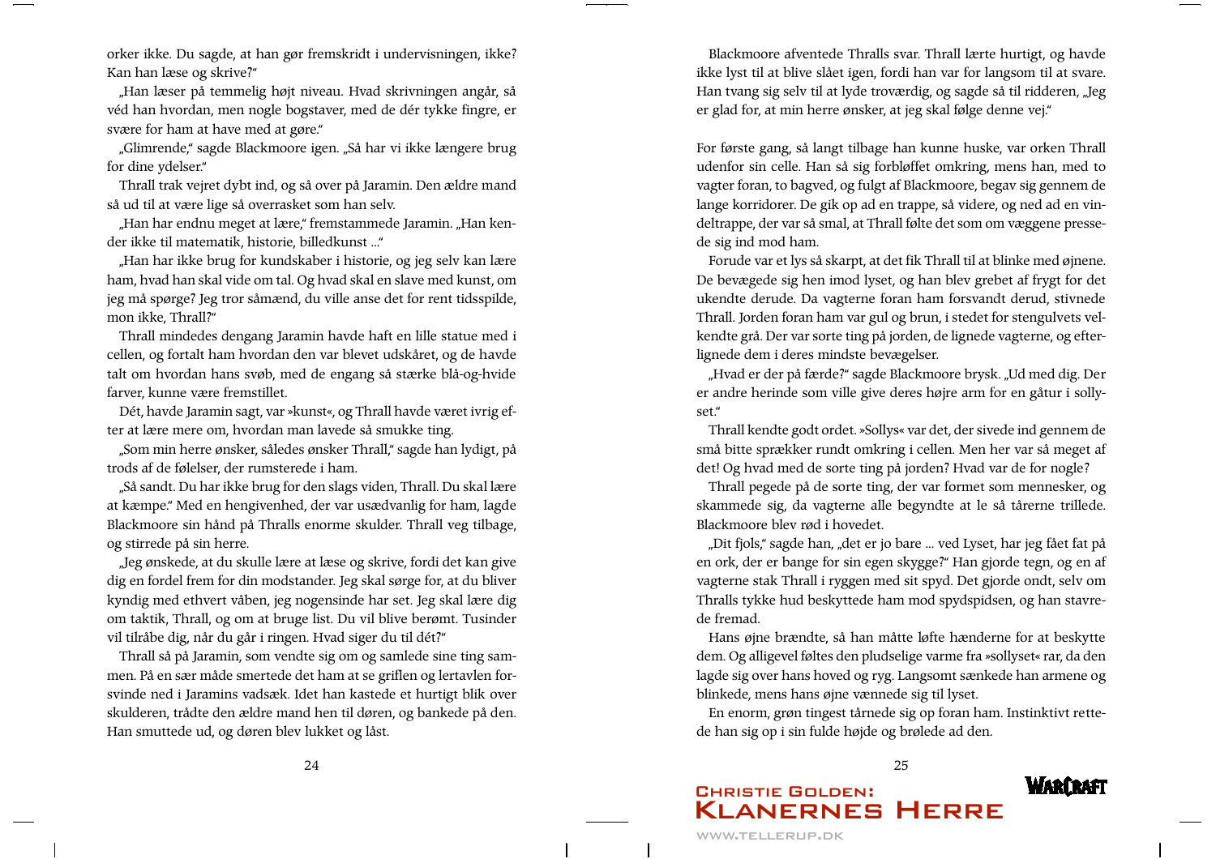orker ikke. Du sagde, at han gør fremskridt i undervisningen, ikke? Kan han læse og skrive?"

„Han læser på temmelig højt niveau. Hvad skrivningen angår, så véd han hvordan, men nogle bogstaver, med de dér tykke fingre, er svære for ham at have med at gøre."

„Glimrende," sagde Blackmoore igen. „Så har vi ikke længere brug for dine ydelser."

Thrall trak vejret dybt ind, og så over på Jaramin. Den ældre mand så ud til at være lige så overrasket som han selv.

„Han har endnu meget at lære," fremstammede Jaramin. „Han kender ikke til matematik, historie, billedkunst ..."

„Han har ikke brug for kundskaber i historie, og jeg selv kan lære ham, hvad han skal vide om tal. Og hvad skal en slave med kunst, om jeg må spørge? Jeg tror såmænd, du ville anse det for rent tidsspilde, mon ikke, Thrall?"

Thrall mindedes dengang Jaramin havde haft en lille statue med i cellen, og fortalt ham hvordan den var blevet udskåret, og de havde talt om hvordan hans svøb, med de engang så stærke blå-og-hvide farver, kunne være fremstillet.

Dét, havde Jaramin sagt, var »kunst«, og Thrall havde været ivrig efter at lære mere om, hvordan man lavede så smukke ting.

„Som min herre ønsker, således ønsker Thrall," sagde han lydigt, på trods af de følelser, der rumsterede i ham.

„Så sandt. Du har ikke brug for den slags viden, Thrall. Du skal lære at kæmpe." Med en hengivenhed, der var usædvanlig for ham, lagde Blackmoore sin hånd på Thralls enorme skulder. Thrall veg tilbage, og stirrede på sin herre.

„Jeg ønskede, at du skulle lære at læse og skrive, fordi det kan give dig en fordel frem for din modstander. Jeg skal sørge for, at du bliver kyndig med ethvert våben, jeg nogensinde har set. Jeg skal lære dig om taktik, Thrall, og om at bruge list. Du vil blive berømt. Tusinder vil tilråbe dig, når du går i ringen. Hvad siger du til dét?"

Thrall så på Jaramin, som vendte sig om og samlede sine ting sammen. På en sær måde smertede det ham at se griflen og lertavlen forsvinde ned i Jaramins vadsæk. Idet han kastede et hurtigt blik over skulderen, trådte den ældre mand hen til døren, og bankede på den. Han smuttede ud, og døren blev lukket og låst.

Blackmoore afventede Thralls svar. Thrall lærte hurtigt, og havde ikke lyst til at blive slået igen, fordi han var for langsom til at svare. Han tvang sig selv til at lyde troværdig, og sagde så til ridderen, „Jeg er glad for, at min herre ønsker, at jeg skal følge denne vej."

For første gang, så langt tilbage han kunne huske, var orken Thrall udenfor sin celle. Han så sig forbløffet omkring, mens han, med to vagter foran, to bagved, og fulgt af Blackmoore, begav sig gennem de lange korridorer. De gik op ad en trappe, så videre, og ned ad en vindeltrappe, der var så smal, at Thrall følte det som om væggene pressede sig ind mod ham.

Forude var et lys så skarpt, at det fik Thrall til at blinke med øjnene. De bevægede sig hen imod lyset, og han blev grebet af frygt for det ukendte derude. Da vagterne foran ham forsvandt derud, stivnede Thrall. Jorden foran ham var gul og brun, i stedet for stengulvets velkendte grå. Der var sorte ting på jorden, de lignede vagterne, og efterlignede dem i deres mindste bevægelser.

„Hvad er der på færde?" sagde Blackmoore brysk. „Ud med dig. Der er andre herinde som ville give deres højre arm for en gåtur i sollyset."

Thrall kendte godt ordet. »Sollys« var det, der sivede ind gennem de små bitte sprækker rundt omkring i cellen. Men her var så meget af det! Og hvad med de sorte ting på jorden? Hvad var de for nogle?

Thrall pegede på de sorte ting, der var formet som mennesker, og skammede sig, da vagterne alle begyndte at le så tårerne trillede. Blackmoore blev rød i hovedet.

„Dit fjols," sagde han, „det er jo bare ... ved Lyset, har jeg fået fat på en ork, der er bange for sin egen skygge?" Han gjorde tegn, og en af vagterne stak Thrall i ryggen med sit spyd. Det gjorde ondt, selv om Thralls tykke hud beskyttede ham mod spydspidsen, og han stavrede fremad.

Hans øjne brændte, så han måtte løfte hænderne for at beskytte dem. Og alligevel føltes den pludselige varme fra »sollyset« rar, da den lagde sig over hans hoved og ryg. Langsomt sænkede han armene og blinkede, mens hans øjne vænnede sig til lyset.

En enorm, grøn tingest tårnede sig op foran ham. Instinktivt rettede han sig op i sin fulde højde og brølede ad den.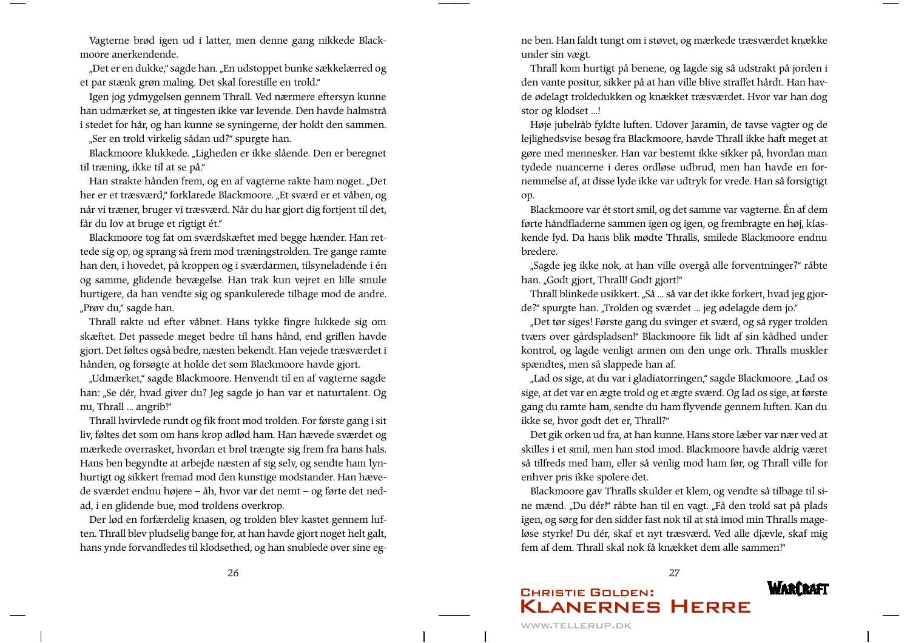Vagterne brød igen ud i latter, men denne gang nikkede Blackmoore anerkendende.

„Det er en dukke," sagde han. „En udstoppet bunke sækkelærred og et par stænk grøn maling. Det skal forestille en trold."

Igen jog ydmygelsen gennem Thrall. Ved nærmere eftersyn kunne han udmærket se, at tingesten ikke var levende. Den havde halmstrå i stedet for hår, og han kunne se syningerne, der holdt den sammen.

„Ser en trold virkelig sådan ud?" spurgte han.

Blackmoore klukkede. „Ligheden er ikke slående. Den er beregnet til træning, ikke til at se på."

Han strakte hånden frem, og en af vagterne rakte ham noget. „Det her er et træsværd," forklarede Blackmoore. „Et sværd er et våben, og når vi træner, bruger vi træsværd. Når du har gjort dig fortjent til det, får du lov at bruge et rigtigt ét."

Blackmoore tog fat om sværdskæftet med begge hænder. Han rettede sig op, og sprang så frem mod træningstrolden. Tre gange ramte han den, i hovedet, på kroppen og i sværdarmen, tilsyneladende i én og samme, glidende bevægelse. Han trak kun vejret en lille smule hurtigere, da han vendte sig og spankulerede tilbage mod de andre. „Prøv du," sagde han.

Thrall rakte ud efter våbnet. Hans tykke fingre lukkede sig om skæftet. Det passede meget bedre til hans hånd, end griflen havde gjort. Det føltes også bedre, næsten bekendt. Han vejede træsværdet i hånden, og forsøgte at holde det som Blackmoore havde gjort.

„Udmærket," sagde Blackmoore. Henvendt til en af vagterne sagde han: „Se dér, hvad giver du? Jeg sagde jo han var et naturtalent. Og nu, Thrall ... angrib!"

Thrall hvirvlede rundt og fik front mod trolden. For første gang i sit liv, føltes det som om hans krop adlød ham. Han hævede sværdet og mærkede overrasket, hvordan et brøl trængte sig frem fra hans hals. Hans ben begyndte at arbejde næsten af sig selv, og sendte ham lynhurtigt og sikkert fremad mod den kunstige modstander. Han hævede sværdet endnu højere – åh, hvor var det nemt – og førte det nedad, i en glidende bue, mod troldens overkrop.

Der lød en forfærdelig knasen, og trolden blev kastet gennem luften. Thrall blev pludselig bange for, at han havde gjort noget helt galt, hans ynde forvandledes til klodsethed, og han snublede over sine egne ben. Han faldt tungt om i støvet, og mærkede træsværdet knække under sin vægt.

Thrall kom hurtigt på benene, og lagde sig så udstrakt på jorden i den vante positur, sikker på at han ville blive straffet hårdt. Han havde ødelagt troldedukken og knækket træsværdet. Hvor var han dog stor og klodset ...!

Høje jubelråb fyldte luften. Udover Jaramin, de tavse vagter og de lejlighedsvise besøg fra Blackmoore, havde Thrall ikke haft meget at gøre med mennesker. Han var bestemt ikke sikker på, hvordan man tydede nuancerne i deres ordløse udbrud, men han havde en fornemmelse af, at disse lyde ikke var udtryk for vrede. Han så forsigtigt op.

Blackmoore var ét stort smil, og det samme var vagterne. Én af dem førte håndfladerne sammen igen og igen, og frembragte en høj, klaskende lyd. Da hans blik mødte Thralls, smilede Blackmoore endnu bredere.

„Sagde jeg ikke nok, at han ville overgå alle forventninger?" råbte han. „Godt gjort, Thrall! Godt gjort!"

Thrall blinkede usikkert. „Så ... så var det ikke forkert, hvad jeg gjorde?" spurgte han. „Trolden og sværdet ... jeg ødelagde dem jo."

„Det tør siges! Første gang du svinger et sværd, og så ryger trolden tværs over gårdspladsen!" Blackmoore fik lidt af sin kådhed under kontrol, og lagde venligt armen om den unge ork. Thralls muskler spændtes, men så slappede han af.

„Lad os sige, at du var i gladiatorringen," sagde Blackmoore. „Lad os sige, at det var en ægte trold og et ægte sværd. Og lad os sige, at første gang du ramte ham, sendte du ham flyvende gennem luften. Kan du ikke se, hvor godt det er, Thrall?"

Det gik orken ud fra, at han kunne. Hans store læber var nær ved at skilles i et smil, men han stod imod. Blackmoore havde aldrig været så tilfreds med ham, eller så venlig mod ham før, og Thrall ville for enhver pris ikke spolere det.

Blackmoore gav Thralls skulder et klem, og vendte så tilbage til sine mænd. „Du dér!" råbte han til en vagt. „Få den trold sat på plads igen, og sørg for den sidder fast nok til at stå imod min Thralls mageløse styrke! Du dér, skaf et nyt træsværd. Ved alle djævle, skaf mig fem af dem. Thrall skal nok få knækket dem alle sammen!"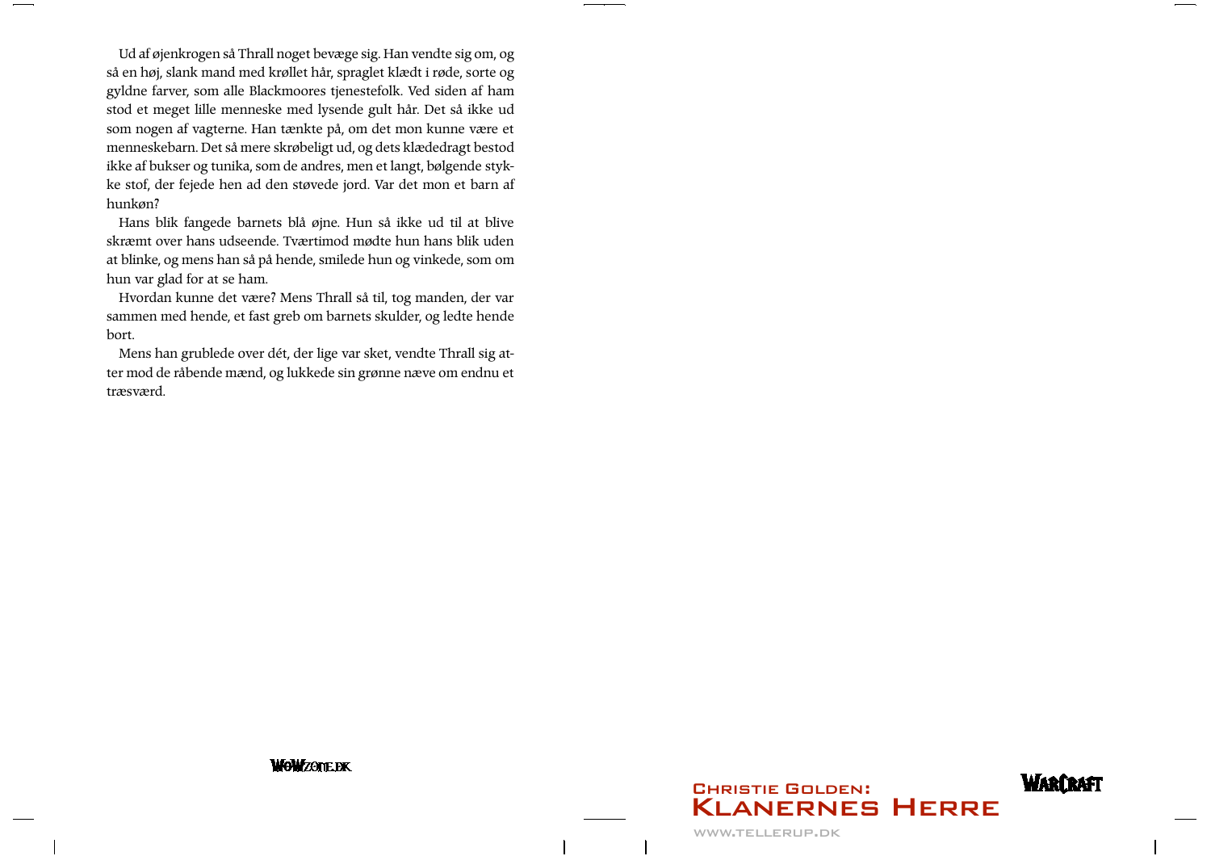Ud af øjenkrogen så Thrall noget bevæge sig. Han vendte sig om, og så en høj, slank mand med krøllet hår, spraglet klædt i røde, sorte og gyldne farver, som alle Blackmoores tjenestefolk. Ved siden af ham stod et meget lille menneske med lysende gult hår. Det så ikke ud som nogen af vagterne. Han tænkte på, om det mon kunne være et menneskebarn. Det så mere skrøbeligt ud, og dets klædedragt bestod ikke af bukser og tunika, som de andres, men et langt, bølgende stykke stof, der fejede hen ad den støvede jord. Var det mon et barn af hunkøn?

Hans blik fangede barnets blå øjne. Hun så ikke ud til at blive skræmt over hans udseende. Tværtimod mødte hun hans blik uden at blinke, og mens han så på hende, smilede hun og vinkede, som om hun var glad for at se ham.

Hvordan kunne det være? Mens Thrall så til, tog manden, der var sammen med hende, et fast greb om barnets skulder, og ledte hende bort.

Mens han grublede over dét, der lige var sket, vendte Thrall sig atter mod de råbende mænd, og lukkede sin grønne næve om endnu et træsværd.